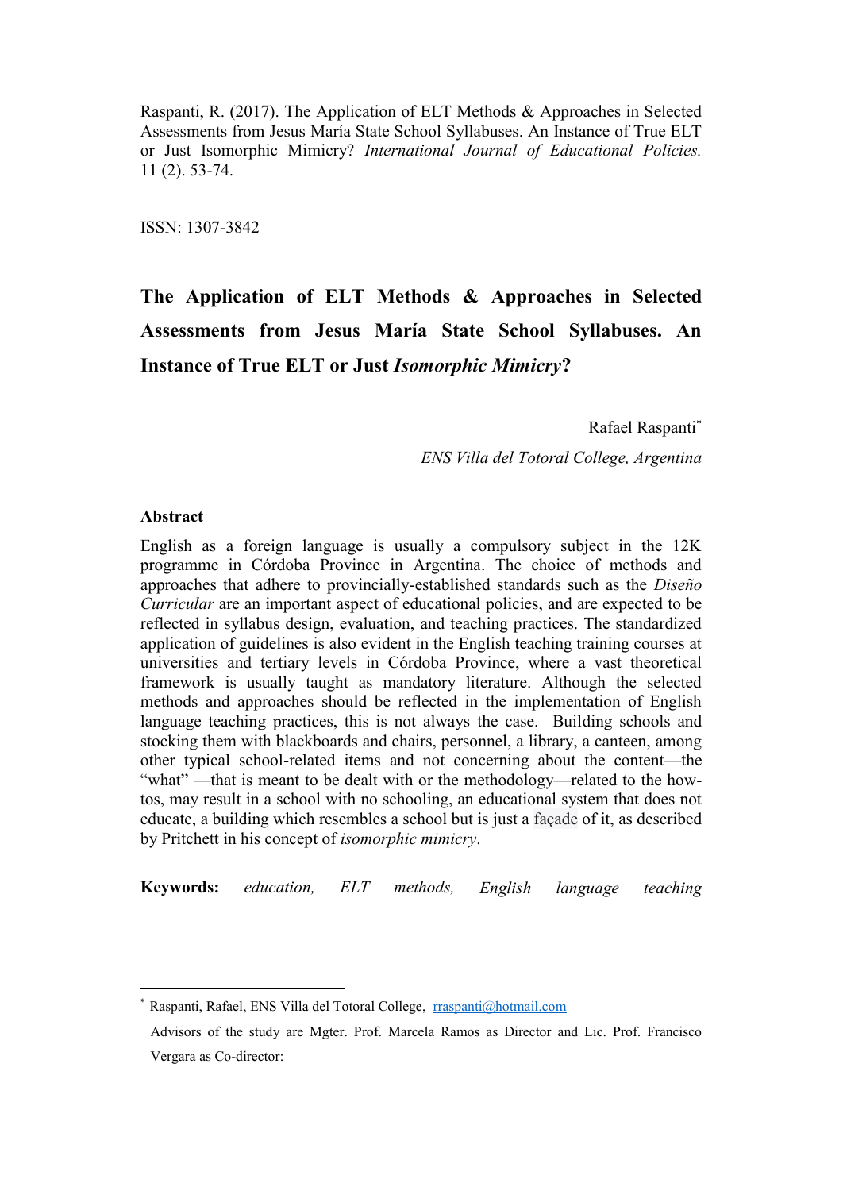Raspanti, R. (2017). The Application of ELT Methods & Approaches in Selected Assessments from Jesus María State School Syllabuses. An Instance of True ELT or Just Isomorphic Mimicry? *International Journal of Educational Policies.* 11 (2). 53-74.

ISSN: 1307-3842

# The Application of ELT Methods & Approaches in Selected Assessments from Jesus María State School Syllabuses. An Instance of True ELT or Just *Isomorphic Mimicry*?

Rafael Raspanti[*]

*ENS Villa del Totoral College, Argentina*

## Abstract

English as a foreign language is usually a compulsory subject in the 12K programme in Córdoba Province in Argentina. The choice of methods and approaches that adhere to provincially-established standards such as the *Diseño Curricular* are an important aspect of educational policies, and are expected to be reflected in syllabus design, evaluation, and teaching practices. The standardized application of guidelines is also evident in the English teaching training courses at universities and tertiary levels in Córdoba Province, where a vast theoretical framework is usually taught as mandatory literature. Although the selected methods and approaches should be reflected in the implementation of English language teaching practices, this is not always the case. Building schools and stocking them with blackboards and chairs, personnel, a library, a canteen, among other typical school-related items and not concerning about the content—the "what" —that is meant to be dealt with or the methodology—related to the how-tos, may result in a school with no schooling, an educational system that does not educate, a building which resembles a school but is just a façade of it, as described by Pritchett in his concept of *isomorphic mimicry*.

**Keywords:** *education, ELT methods, English language teaching*

---

[*] Raspanti, Rafael, ENS Villa del Totoral College, rraspanti@hotmail.com

Advisors of the study are Mgter. Prof. Marcela Ramos as Director and Lic. Prof. Francisco Vergara as Co-director: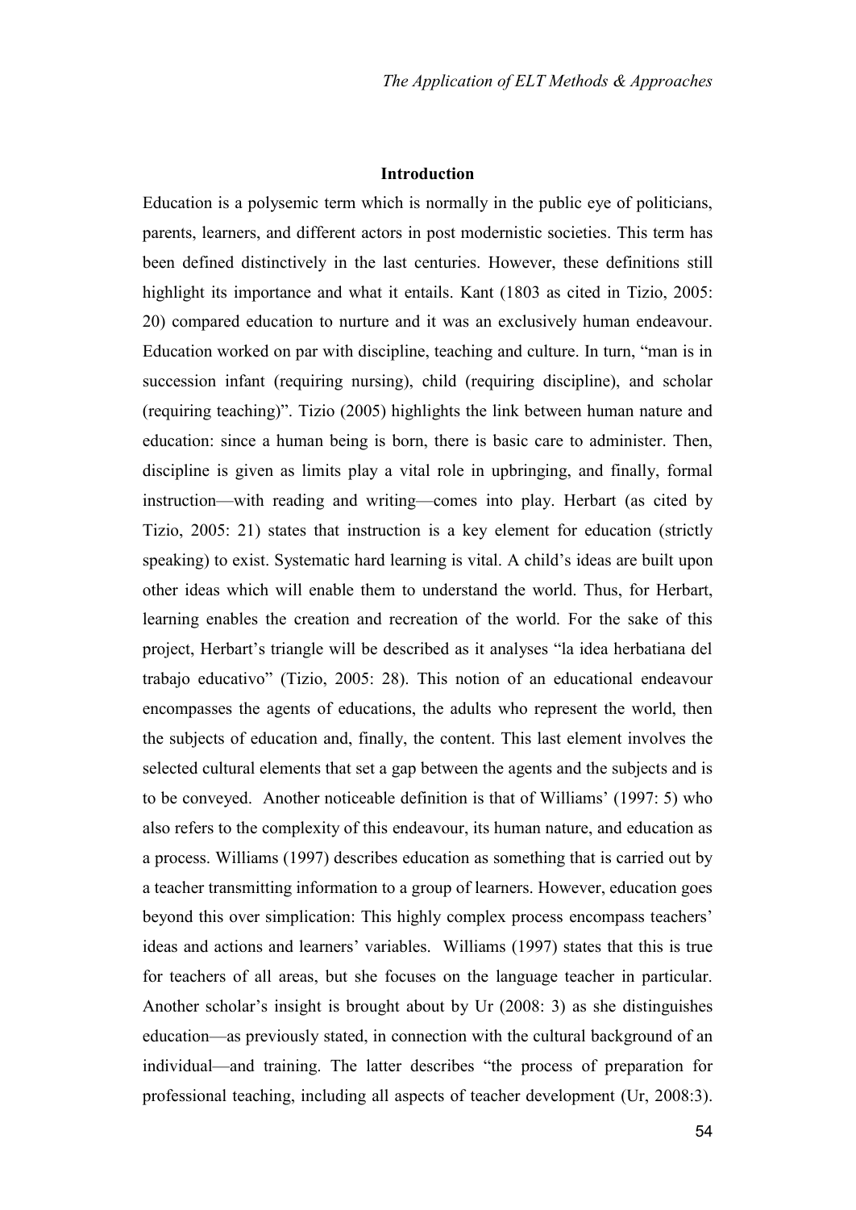## Introduction

Education is a polysemic term which is normally in the public eye of politicians, parents, learners, and different actors in post modernistic societies. This term has been defined distinctively in the last centuries. However, these definitions still highlight its importance and what it entails. Kant (1803 as cited in Tizio, 2005: 20) compared education to nurture and it was an exclusively human endeavour. Education worked on par with discipline, teaching and culture. In turn, "man is in succession infant (requiring nursing), child (requiring discipline), and scholar (requiring teaching)". Tizio (2005) highlights the link between human nature and education: since a human being is born, there is basic care to administer. Then, discipline is given as limits play a vital role in upbringing, and finally, formal instruction—with reading and writing—comes into play. Herbart (as cited by Tizio, 2005: 21) states that instruction is a key element for education (strictly speaking) to exist. Systematic hard learning is vital. A child's ideas are built upon other ideas which will enable them to understand the world. Thus, for Herbart, learning enables the creation and recreation of the world. For the sake of this project, Herbart's triangle will be described as it analyses "la idea herbatiana del trabajo educativo" (Tizio, 2005: 28). This notion of an educational endeavour encompasses the agents of educations, the adults who represent the world, then the subjects of education and, finally, the content. This last element involves the selected cultural elements that set a gap between the agents and the subjects and is to be conveyed. Another noticeable definition is that of Williams' (1997: 5) who also refers to the complexity of this endeavour, its human nature, and education as a process. Williams (1997) describes education as something that is carried out by a teacher transmitting information to a group of learners. However, education goes beyond this over simplication: This highly complex process encompass teachers' ideas and actions and learners' variables. Williams (1997) states that this is true for teachers of all areas, but she focuses on the language teacher in particular. Another scholar's insight is brought about by Ur (2008: 3) as she distinguishes education—as previously stated, in connection with the cultural background of an individual—and training. The latter describes "the process of preparation for professional teaching, including all aspects of teacher development (Ur, 2008:3).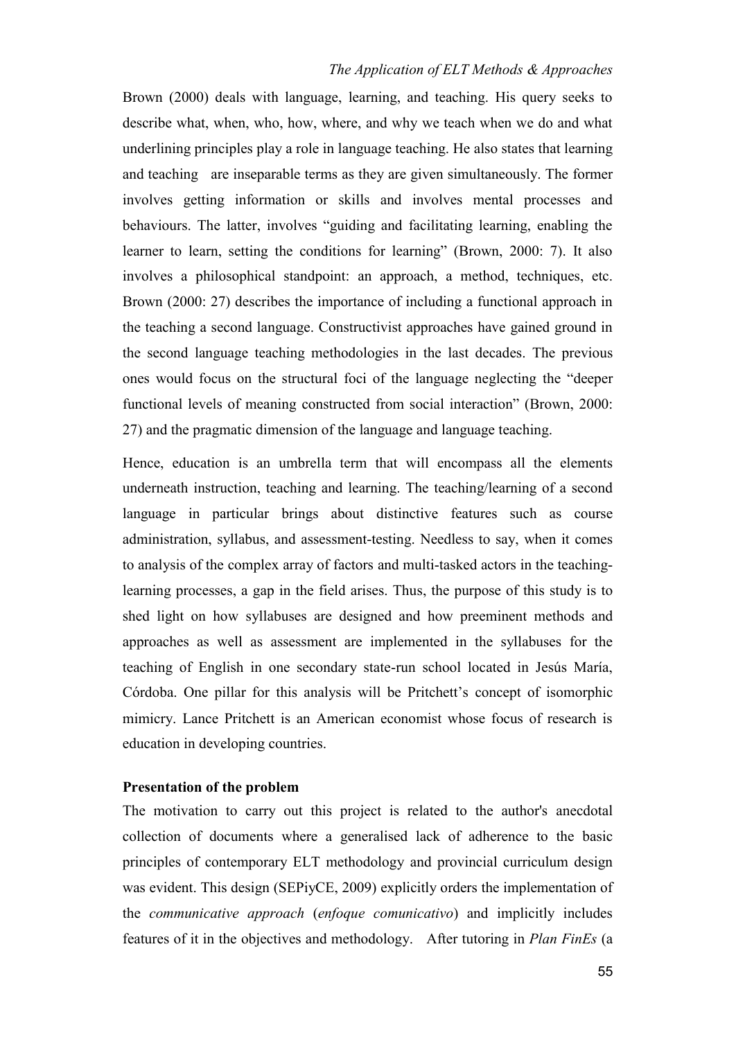Brown (2000) deals with language, learning, and teaching. His query seeks to describe what, when, who, how, where, and why we teach when we do and what underlining principles play a role in language teaching. He also states that learning and teaching are inseparable terms as they are given simultaneously. The former involves getting information or skills and involves mental processes and behaviours. The latter, involves "guiding and facilitating learning, enabling the learner to learn, setting the conditions for learning" (Brown, 2000: 7). It also involves a philosophical standpoint: an approach, a method, techniques, etc. Brown (2000: 27) describes the importance of including a functional approach in the teaching a second language. Constructivist approaches have gained ground in the second language teaching methodologies in the last decades. The previous ones would focus on the structural foci of the language neglecting the "deeper functional levels of meaning constructed from social interaction" (Brown, 2000: 27) and the pragmatic dimension of the language and language teaching.

Hence, education is an umbrella term that will encompass all the elements underneath instruction, teaching and learning. The teaching/learning of a second language in particular brings about distinctive features such as course administration, syllabus, and assessment-testing. Needless to say, when it comes to analysis of the complex array of factors and multi-tasked actors in the teaching-learning processes, a gap in the field arises. Thus, the purpose of this study is to shed light on how syllabuses are designed and how preeminent methods and approaches as well as assessment are implemented in the syllabuses for the teaching of English in one secondary state-run school located in Jesús María, Córdoba. One pillar for this analysis will be Pritchett's concept of isomorphic mimicry. Lance Pritchett is an American economist whose focus of research is education in developing countries.

**Presentation of the problem**

The motivation to carry out this project is related to the author's anecdotal collection of documents where a generalised lack of adherence to the basic principles of contemporary ELT methodology and provincial curriculum design was evident. This design (SEPiyCE, 2009) explicitly orders the implementation of the *communicative approach* (*enfoque comunicativo*) and implicitly includes features of it in the objectives and methodology. After tutoring in *Plan FinEs* (a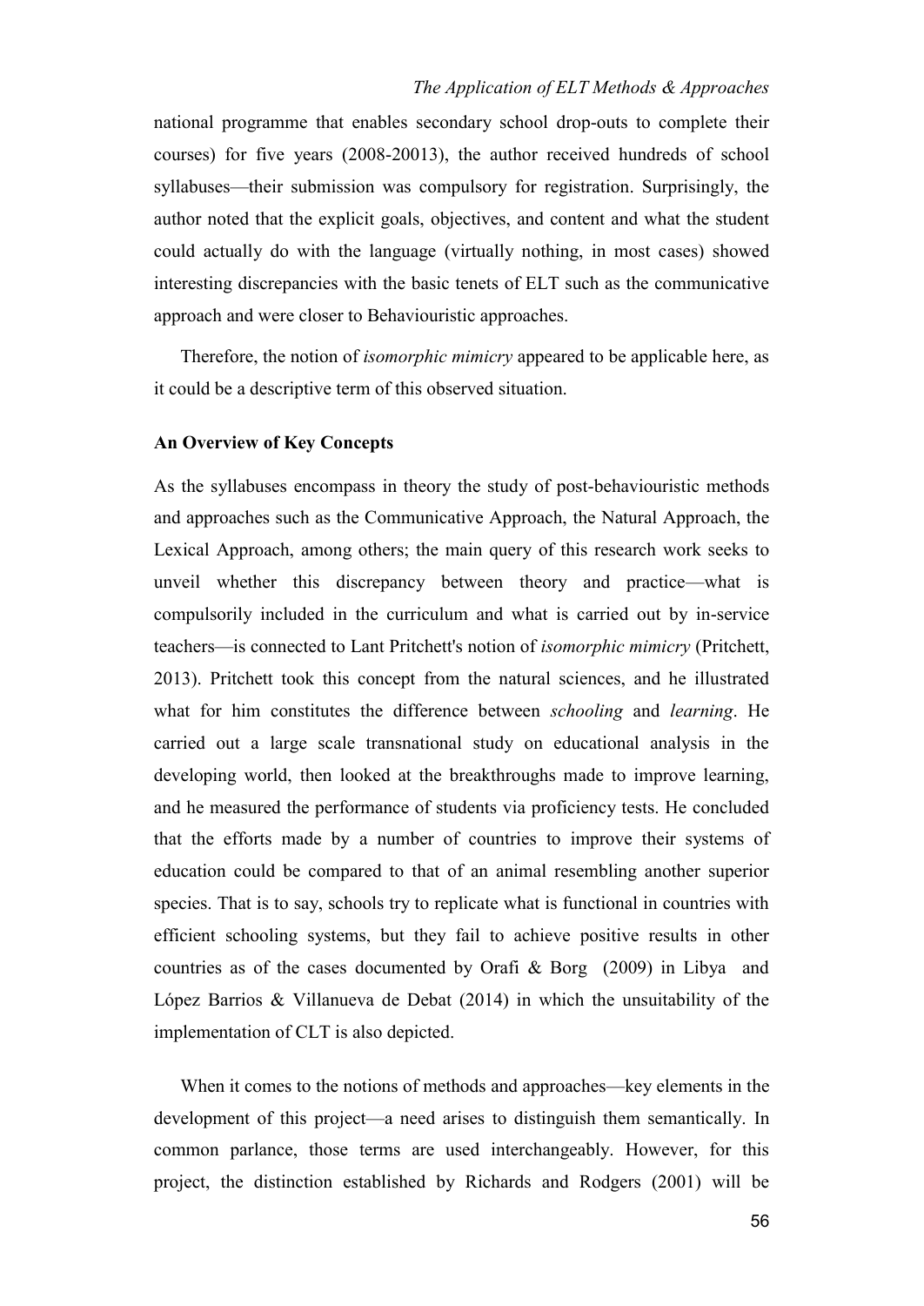national programme that enables secondary school drop-outs to complete their courses) for five years (2008-20013), the author received hundreds of school syllabuses—their submission was compulsory for registration. Surprisingly, the author noted that the explicit goals, objectives, and content and what the student could actually do with the language (virtually nothing, in most cases) showed interesting discrepancies with the basic tenets of ELT such as the communicative approach and were closer to Behaviouristic approaches.

Therefore, the notion of *isomorphic mimicry* appeared to be applicable here, as it could be a descriptive term of this observed situation.

**An Overview of Key Concepts**

As the syllabuses encompass in theory the study of post-behaviouristic methods and approaches such as the Communicative Approach, the Natural Approach, the Lexical Approach, among others; the main query of this research work seeks to unveil whether this discrepancy between theory and practice—what is compulsorily included in the curriculum and what is carried out by in-service teachers—is connected to Lant Pritchett's notion of *isomorphic mimicry* (Pritchett, 2013). Pritchett took this concept from the natural sciences, and he illustrated what for him constitutes the difference between *schooling* and *learning*. He carried out a large scale transnational study on educational analysis in the developing world, then looked at the breakthroughs made to improve learning, and he measured the performance of students via proficiency tests. He concluded that the efforts made by a number of countries to improve their systems of education could be compared to that of an animal resembling another superior species. That is to say, schools try to replicate what is functional in countries with efficient schooling systems, but they fail to achieve positive results in other countries as of the cases documented by Orafi & Borg (2009) in Libya and López Barrios & Villanueva de Debat (2014) in which the unsuitability of the implementation of CLT is also depicted.

When it comes to the notions of methods and approaches—key elements in the development of this project—a need arises to distinguish them semantically. In common parlance, those terms are used interchangeably. However, for this project, the distinction established by Richards and Rodgers (2001) will be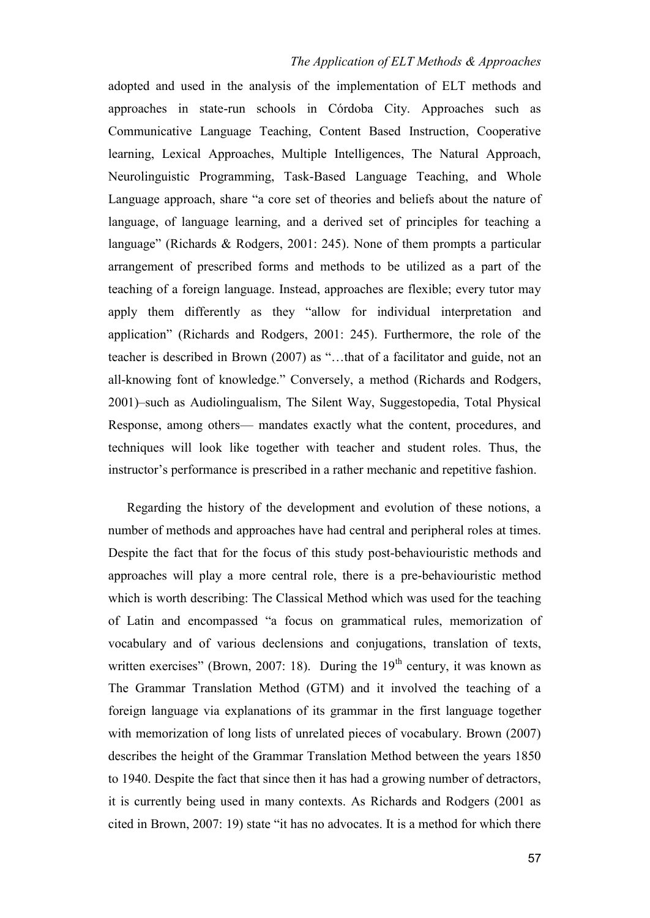adopted and used in the analysis of the implementation of ELT methods and approaches in state-run schools in Córdoba City. Approaches such as Communicative Language Teaching, Content Based Instruction, Cooperative learning, Lexical Approaches, Multiple Intelligences, The Natural Approach, Neurolinguistic Programming, Task-Based Language Teaching, and Whole Language approach, share "a core set of theories and beliefs about the nature of language, of language learning, and a derived set of principles for teaching a language" (Richards & Rodgers, 2001: 245). None of them prompts a particular arrangement of prescribed forms and methods to be utilized as a part of the teaching of a foreign language. Instead, approaches are flexible; every tutor may apply them differently as they "allow for individual interpretation and application" (Richards and Rodgers, 2001: 245). Furthermore, the role of the teacher is described in Brown (2007) as "…that of a facilitator and guide, not an all-knowing font of knowledge." Conversely, a method (Richards and Rodgers, 2001)–such as Audiolingualism, The Silent Way, Suggestopedia, Total Physical Response, among others— mandates exactly what the content, procedures, and techniques will look like together with teacher and student roles. Thus, the instructor's performance is prescribed in a rather mechanic and repetitive fashion.

Regarding the history of the development and evolution of these notions, a number of methods and approaches have had central and peripheral roles at times. Despite the fact that for the focus of this study post-behaviouristic methods and approaches will play a more central role, there is a pre-behaviouristic method which is worth describing: The Classical Method which was used for the teaching of Latin and encompassed "a focus on grammatical rules, memorization of vocabulary and of various declensions and conjugations, translation of texts, written exercises" (Brown, 2007: 18). During the 19th century, it was known as The Grammar Translation Method (GTM) and it involved the teaching of a foreign language via explanations of its grammar in the first language together with memorization of long lists of unrelated pieces of vocabulary. Brown (2007) describes the height of the Grammar Translation Method between the years 1850 to 1940. Despite the fact that since then it has had a growing number of detractors, it is currently being used in many contexts. As Richards and Rodgers (2001 as cited in Brown, 2007: 19) state "it has no advocates. It is a method for which there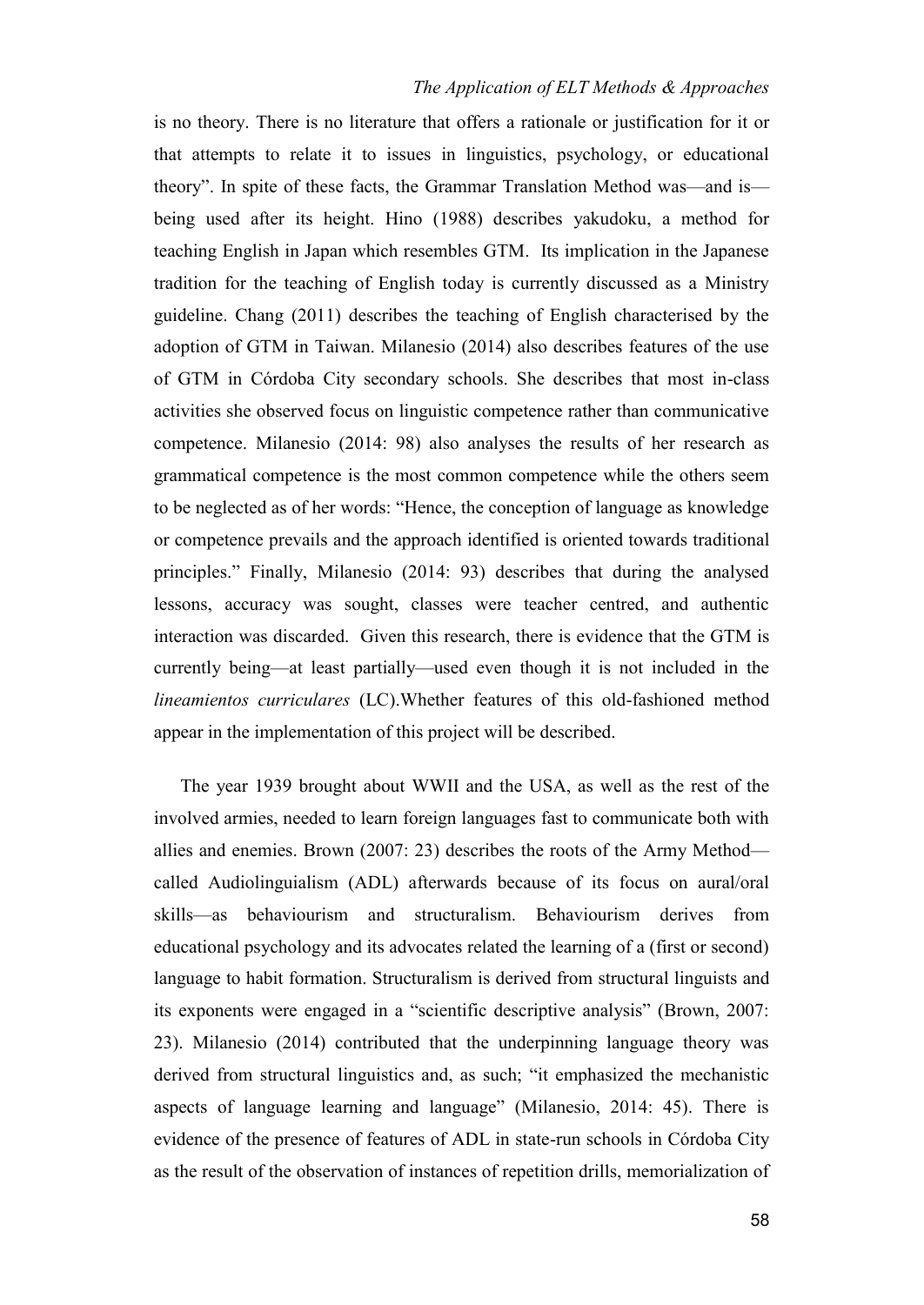is no theory. There is no literature that offers a rationale or justification for it or that attempts to relate it to issues in linguistics, psychology, or educational theory". In spite of these facts, the Grammar Translation Method was—and is—being used after its height. Hino (1988) describes yakudoku, a method for teaching English in Japan which resembles GTM. Its implication in the Japanese tradition for the teaching of English today is currently discussed as a Ministry guideline. Chang (2011) describes the teaching of English characterised by the adoption of GTM in Taiwan. Milanesio (2014) also describes features of the use of GTM in Córdoba City secondary schools. She describes that most in-class activities she observed focus on linguistic competence rather than communicative competence. Milanesio (2014: 98) also analyses the results of her research as grammatical competence is the most common competence while the others seem to be neglected as of her words: "Hence, the conception of language as knowledge or competence prevails and the approach identified is oriented towards traditional principles." Finally, Milanesio (2014: 93) describes that during the analysed lessons, accuracy was sought, classes were teacher centred, and authentic interaction was discarded. Given this research, there is evidence that the GTM is currently being—at least partially—used even though it is not included in the *lineamientos curriculares* (LC).Whether features of this old-fashioned method appear in the implementation of this project will be described.

The year 1939 brought about WWII and the USA, as well as the rest of the involved armies, needed to learn foreign languages fast to communicate both with allies and enemies. Brown (2007: 23) describes the roots of the Army Method—called Audiolinguialism (ADL) afterwards because of its focus on aural/oral skills—as behaviourism and structuralism. Behaviourism derives from educational psychology and its advocates related the learning of a (first or second) language to habit formation. Structuralism is derived from structural linguists and its exponents were engaged in a "scientific descriptive analysis" (Brown, 2007: 23). Milanesio (2014) contributed that the underpinning language theory was derived from structural linguistics and, as such; "it emphasized the mechanistic aspects of language learning and language" (Milanesio, 2014: 45). There is evidence of the presence of features of ADL in state-run schools in Córdoba City as the result of the observation of instances of repetition drills, memorialization of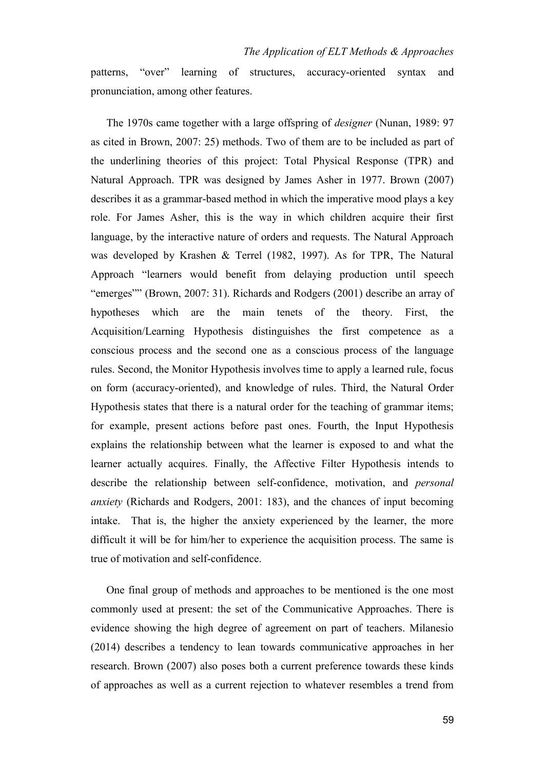patterns, "over" learning of structures, accuracy-oriented syntax and pronunciation, among other features.

The 1970s came together with a large offspring of *designer* (Nunan, 1989: 97 as cited in Brown, 2007: 25) methods. Two of them are to be included as part of the underlining theories of this project: Total Physical Response (TPR) and Natural Approach. TPR was designed by James Asher in 1977. Brown (2007) describes it as a grammar-based method in which the imperative mood plays a key role. For James Asher, this is the way in which children acquire their first language, by the interactive nature of orders and requests. The Natural Approach was developed by Krashen & Terrel (1982, 1997). As for TPR, The Natural Approach "learners would benefit from delaying production until speech "emerges"" (Brown, 2007: 31). Richards and Rodgers (2001) describe an array of hypotheses which are the main tenets of the theory. First, the Acquisition/Learning Hypothesis distinguishes the first competence as a conscious process and the second one as a conscious process of the language rules. Second, the Monitor Hypothesis involves time to apply a learned rule, focus on form (accuracy-oriented), and knowledge of rules. Third, the Natural Order Hypothesis states that there is a natural order for the teaching of grammar items; for example, present actions before past ones. Fourth, the Input Hypothesis explains the relationship between what the learner is exposed to and what the learner actually acquires. Finally, the Affective Filter Hypothesis intends to describe the relationship between self-confidence, motivation, and *personal anxiety* (Richards and Rodgers, 2001: 183), and the chances of input becoming intake. That is, the higher the anxiety experienced by the learner, the more difficult it will be for him/her to experience the acquisition process. The same is true of motivation and self-confidence.

One final group of methods and approaches to be mentioned is the one most commonly used at present: the set of the Communicative Approaches. There is evidence showing the high degree of agreement on part of teachers. Milanesio (2014) describes a tendency to lean towards communicative approaches in her research. Brown (2007) also poses both a current preference towards these kinds of approaches as well as a current rejection to whatever resembles a trend from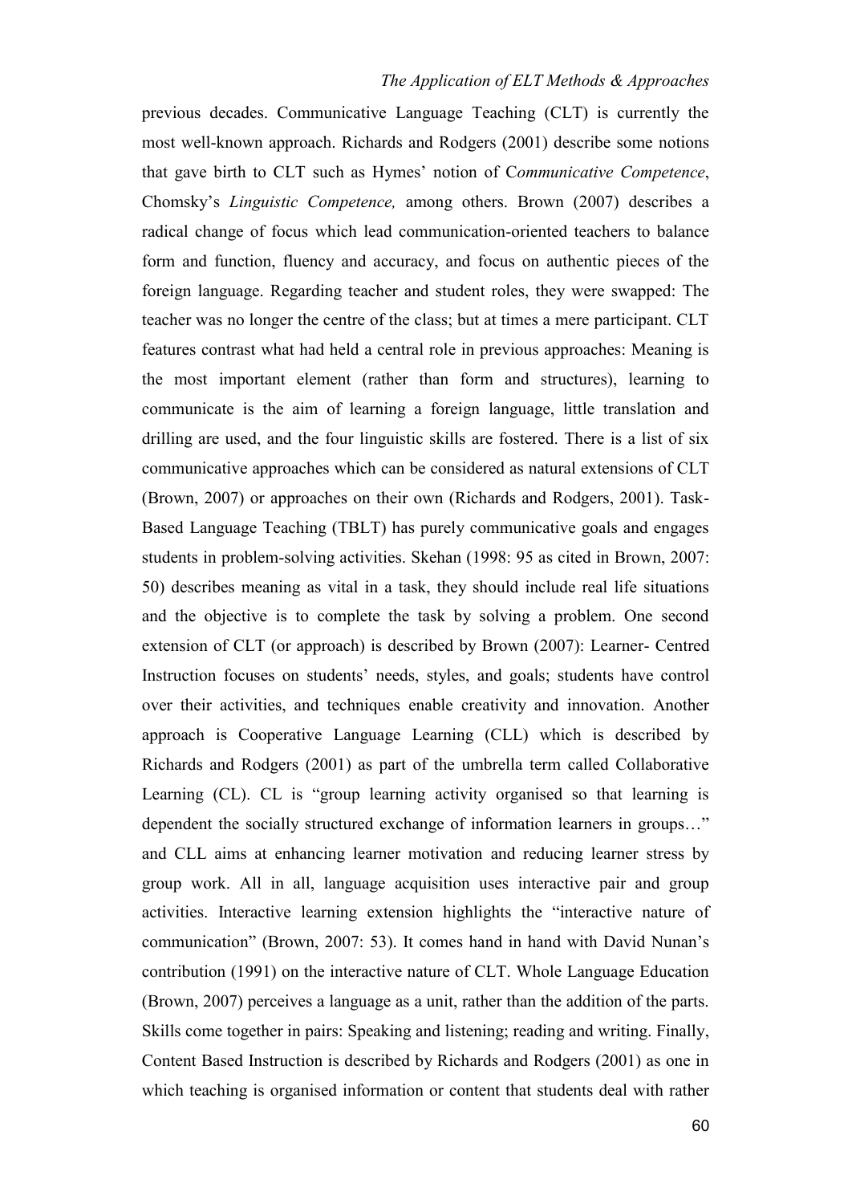previous decades. Communicative Language Teaching (CLT) is currently the most well-known approach. Richards and Rodgers (2001) describe some notions that gave birth to CLT such as Hymes' notion of C*ommunicative Competence*, Chomsky's *Linguistic Competence,* among others. Brown (2007) describes a radical change of focus which lead communication-oriented teachers to balance form and function, fluency and accuracy, and focus on authentic pieces of the foreign language. Regarding teacher and student roles, they were swapped: The teacher was no longer the centre of the class; but at times a mere participant. CLT features contrast what had held a central role in previous approaches: Meaning is the most important element (rather than form and structures), learning to communicate is the aim of learning a foreign language, little translation and drilling are used, and the four linguistic skills are fostered. There is a list of six communicative approaches which can be considered as natural extensions of CLT (Brown, 2007) or approaches on their own (Richards and Rodgers, 2001). Task-Based Language Teaching (TBLT) has purely communicative goals and engages students in problem-solving activities. Skehan (1998: 95 as cited in Brown, 2007: 50) describes meaning as vital in a task, they should include real life situations and the objective is to complete the task by solving a problem. One second extension of CLT (or approach) is described by Brown (2007): Learner- Centred Instruction focuses on students' needs, styles, and goals; students have control over their activities, and techniques enable creativity and innovation. Another approach is Cooperative Language Learning (CLL) which is described by Richards and Rodgers (2001) as part of the umbrella term called Collaborative Learning (CL). CL is "group learning activity organised so that learning is dependent the socially structured exchange of information learners in groups…" and CLL aims at enhancing learner motivation and reducing learner stress by group work. All in all, language acquisition uses interactive pair and group activities. Interactive learning extension highlights the "interactive nature of communication" (Brown, 2007: 53). It comes hand in hand with David Nunan's contribution (1991) on the interactive nature of CLT. Whole Language Education (Brown, 2007) perceives a language as a unit, rather than the addition of the parts. Skills come together in pairs: Speaking and listening; reading and writing. Finally, Content Based Instruction is described by Richards and Rodgers (2001) as one in which teaching is organised information or content that students deal with rather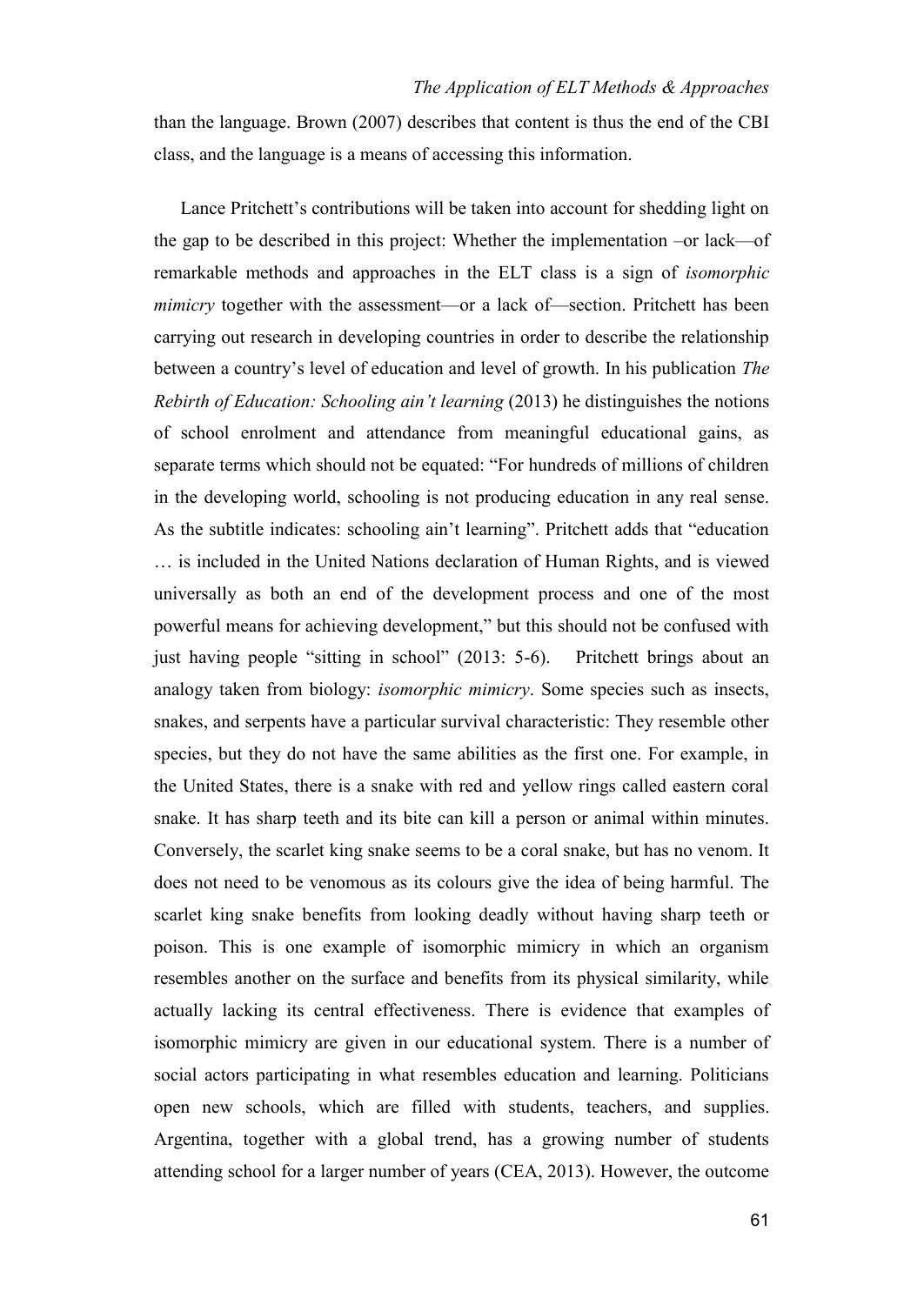than the language. Brown (2007) describes that content is thus the end of the CBI class, and the language is a means of accessing this information.

Lance Pritchett's contributions will be taken into account for shedding light on the gap to be described in this project: Whether the implementation –or lack—of remarkable methods and approaches in the ELT class is a sign of *isomorphic mimicry* together with the assessment—or a lack of—section. Pritchett has been carrying out research in developing countries in order to describe the relationship between a country's level of education and level of growth. In his publication *The Rebirth of Education: Schooling ain't learning* (2013) he distinguishes the notions of school enrolment and attendance from meaningful educational gains, as separate terms which should not be equated: "For hundreds of millions of children in the developing world, schooling is not producing education in any real sense. As the subtitle indicates: schooling ain't learning". Pritchett adds that "education … is included in the United Nations declaration of Human Rights, and is viewed universally as both an end of the development process and one of the most powerful means for achieving development," but this should not be confused with just having people "sitting in school" (2013: 5-6). Pritchett brings about an analogy taken from biology: *isomorphic mimicry*. Some species such as insects, snakes, and serpents have a particular survival characteristic: They resemble other species, but they do not have the same abilities as the first one. For example, in the United States, there is a snake with red and yellow rings called eastern coral snake. It has sharp teeth and its bite can kill a person or animal within minutes. Conversely, the scarlet king snake seems to be a coral snake, but has no venom. It does not need to be venomous as its colours give the idea of being harmful. The scarlet king snake benefits from looking deadly without having sharp teeth or poison. This is one example of isomorphic mimicry in which an organism resembles another on the surface and benefits from its physical similarity, while actually lacking its central effectiveness. There is evidence that examples of isomorphic mimicry are given in our educational system. There is a number of social actors participating in what resembles education and learning. Politicians open new schools, which are filled with students, teachers, and supplies. Argentina, together with a global trend, has a growing number of students attending school for a larger number of years (CEA, 2013). However, the outcome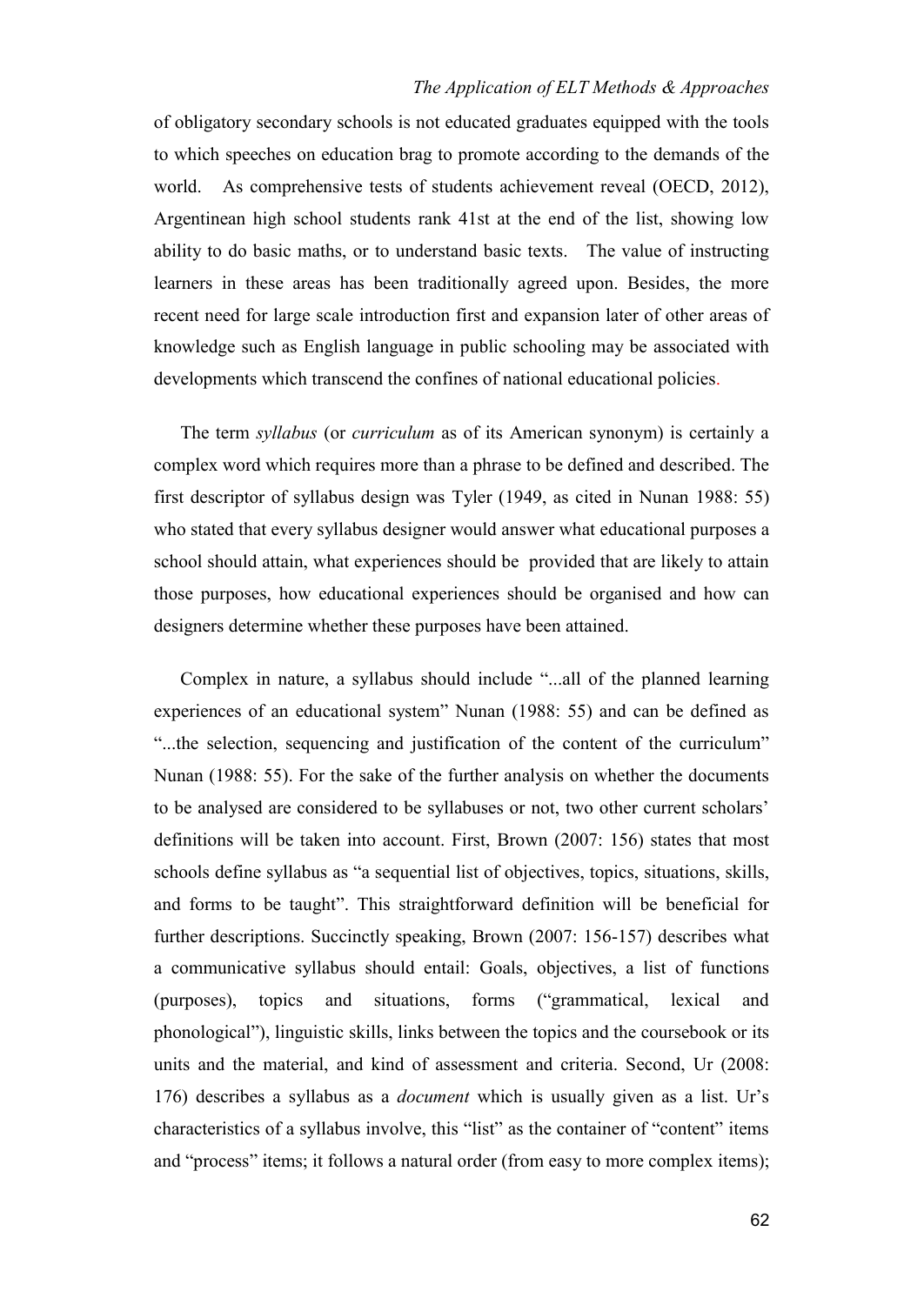of obligatory secondary schools is not educated graduates equipped with the tools to which speeches on education brag to promote according to the demands of the world. As comprehensive tests of students achievement reveal (OECD, 2012), Argentinean high school students rank 41st at the end of the list, showing low ability to do basic maths, or to understand basic texts. The value of instructing learners in these areas has been traditionally agreed upon. Besides, the more recent need for large scale introduction first and expansion later of other areas of knowledge such as English language in public schooling may be associated with developments which transcend the confines of national educational policies.

The term *syllabus* (or *curriculum* as of its American synonym) is certainly a complex word which requires more than a phrase to be defined and described. The first descriptor of syllabus design was Tyler (1949, as cited in Nunan 1988: 55) who stated that every syllabus designer would answer what educational purposes a school should attain, what experiences should be provided that are likely to attain those purposes, how educational experiences should be organised and how can designers determine whether these purposes have been attained.

Complex in nature, a syllabus should include "...all of the planned learning experiences of an educational system" Nunan (1988: 55) and can be defined as "...the selection, sequencing and justification of the content of the curriculum" Nunan (1988: 55). For the sake of the further analysis on whether the documents to be analysed are considered to be syllabuses or not, two other current scholars' definitions will be taken into account. First, Brown (2007: 156) states that most schools define syllabus as "a sequential list of objectives, topics, situations, skills, and forms to be taught". This straightforward definition will be beneficial for further descriptions. Succinctly speaking, Brown (2007: 156-157) describes what a communicative syllabus should entail: Goals, objectives, a list of functions (purposes), topics and situations, forms ("grammatical, lexical and phonological"), linguistic skills, links between the topics and the coursebook or its units and the material, and kind of assessment and criteria. Second, Ur (2008: 176) describes a syllabus as a *document* which is usually given as a list. Ur's characteristics of a syllabus involve, this "list" as the container of "content" items and "process" items; it follows a natural order (from easy to more complex items);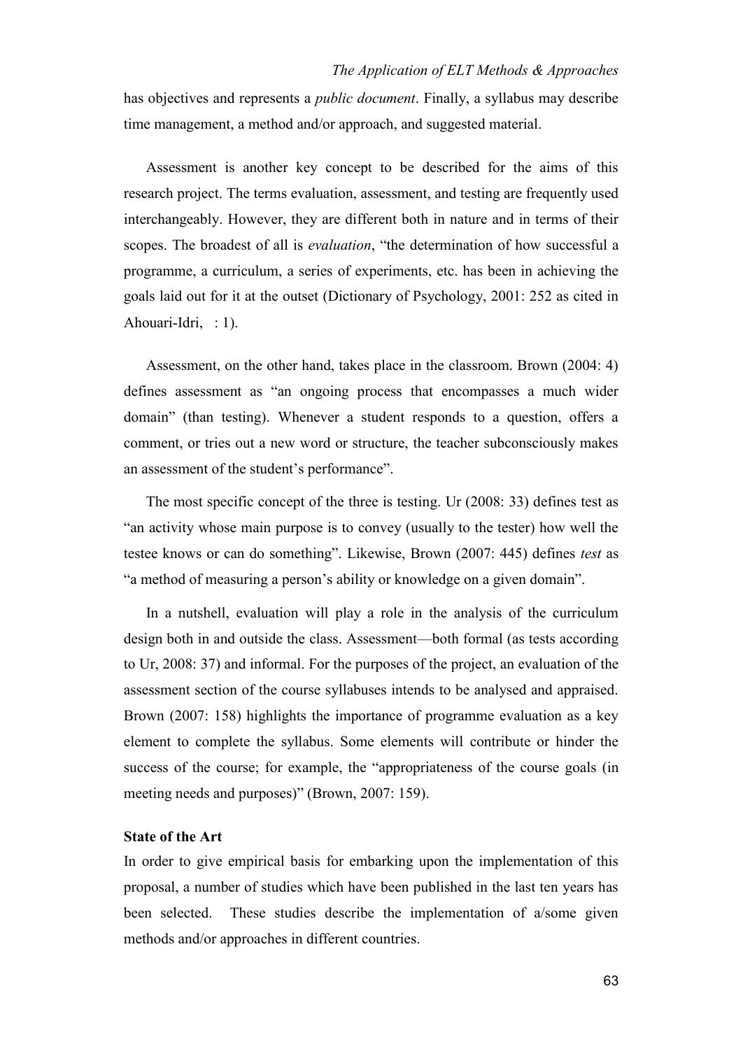has objectives and represents a *public document*. Finally, a syllabus may describe time management, a method and/or approach, and suggested material.

Assessment is another key concept to be described for the aims of this research project. The terms evaluation, assessment, and testing are frequently used interchangeably. However, they are different both in nature and in terms of their scopes. The broadest of all is *evaluation*, "the determination of how successful a programme, a curriculum, a series of experiments, etc. has been in achieving the goals laid out for it at the outset (Dictionary of Psychology, 2001: 252 as cited in Ahouari-Idri, : 1).

Assessment, on the other hand, takes place in the classroom. Brown (2004: 4) defines assessment as "an ongoing process that encompasses a much wider domain" (than testing). Whenever a student responds to a question, offers a comment, or tries out a new word or structure, the teacher subconsciously makes an assessment of the student's performance".

The most specific concept of the three is testing. Ur (2008: 33) defines test as "an activity whose main purpose is to convey (usually to the tester) how well the testee knows or can do something". Likewise, Brown (2007: 445) defines *test* as "a method of measuring a person's ability or knowledge on a given domain".

In a nutshell, evaluation will play a role in the analysis of the curriculum design both in and outside the class. Assessment—both formal (as tests according to Ur, 2008: 37) and informal. For the purposes of the project, an evaluation of the assessment section of the course syllabuses intends to be analysed and appraised. Brown (2007: 158) highlights the importance of programme evaluation as a key element to complete the syllabus. Some elements will contribute or hinder the success of the course; for example, the "appropriateness of the course goals (in meeting needs and purposes)" (Brown, 2007: 159).

**State of the Art**

In order to give empirical basis for embarking upon the implementation of this proposal, a number of studies which have been published in the last ten years has been selected. These studies describe the implementation of a/some given methods and/or approaches in different countries.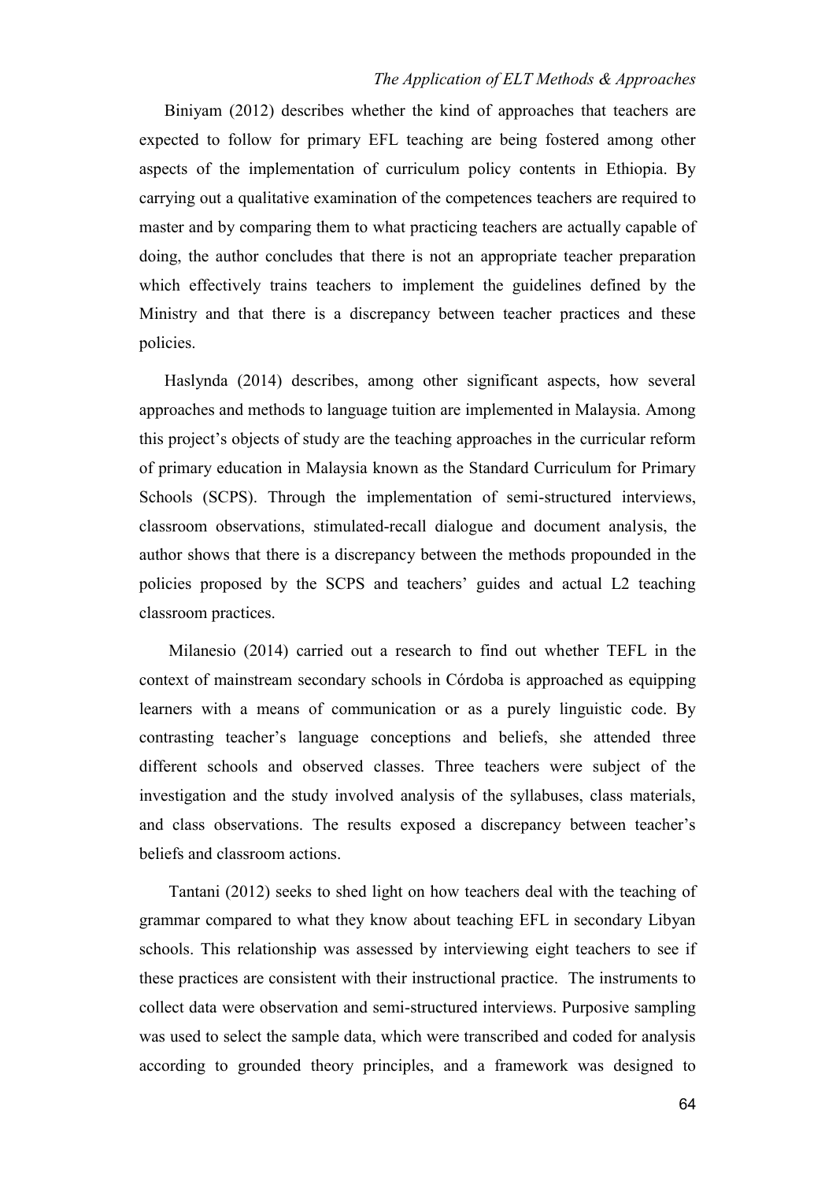Biniyam (2012) describes whether the kind of approaches that teachers are expected to follow for primary EFL teaching are being fostered among other aspects of the implementation of curriculum policy contents in Ethiopia. By carrying out a qualitative examination of the competences teachers are required to master and by comparing them to what practicing teachers are actually capable of doing, the author concludes that there is not an appropriate teacher preparation which effectively trains teachers to implement the guidelines defined by the Ministry and that there is a discrepancy between teacher practices and these policies.

Haslynda (2014) describes, among other significant aspects, how several approaches and methods to language tuition are implemented in Malaysia. Among this project's objects of study are the teaching approaches in the curricular reform of primary education in Malaysia known as the Standard Curriculum for Primary Schools (SCPS). Through the implementation of semi-structured interviews, classroom observations, stimulated-recall dialogue and document analysis, the author shows that there is a discrepancy between the methods propounded in the policies proposed by the SCPS and teachers' guides and actual L2 teaching classroom practices.

Milanesio (2014) carried out a research to find out whether TEFL in the context of mainstream secondary schools in Córdoba is approached as equipping learners with a means of communication or as a purely linguistic code. By contrasting teacher's language conceptions and beliefs, she attended three different schools and observed classes. Three teachers were subject of the investigation and the study involved analysis of the syllabuses, class materials, and class observations. The results exposed a discrepancy between teacher's beliefs and classroom actions.

Tantani (2012) seeks to shed light on how teachers deal with the teaching of grammar compared to what they know about teaching EFL in secondary Libyan schools. This relationship was assessed by interviewing eight teachers to see if these practices are consistent with their instructional practice. The instruments to collect data were observation and semi-structured interviews. Purposive sampling was used to select the sample data, which were transcribed and coded for analysis according to grounded theory principles, and a framework was designed to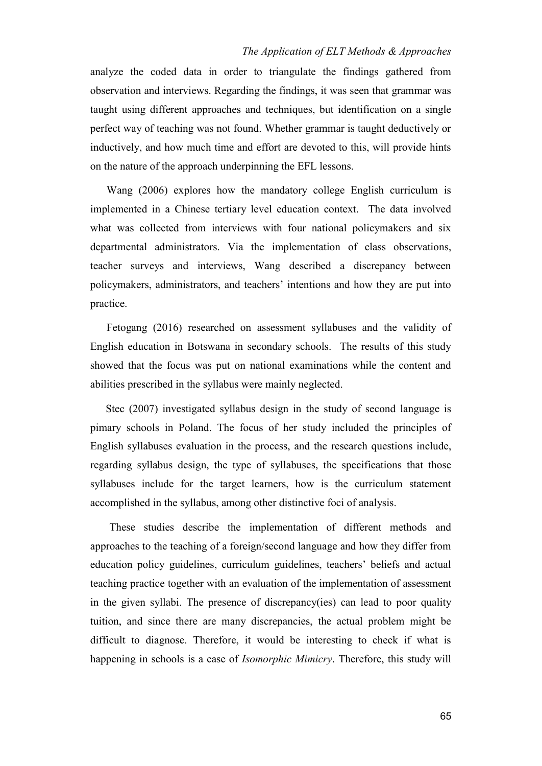analyze the coded data in order to triangulate the findings gathered from observation and interviews. Regarding the findings, it was seen that grammar was taught using different approaches and techniques, but identification on a single perfect way of teaching was not found. Whether grammar is taught deductively or inductively, and how much time and effort are devoted to this, will provide hints on the nature of the approach underpinning the EFL lessons.

Wang (2006) explores how the mandatory college English curriculum is implemented in a Chinese tertiary level education context. The data involved what was collected from interviews with four national policymakers and six departmental administrators. Via the implementation of class observations, teacher surveys and interviews, Wang described a discrepancy between policymakers, administrators, and teachers' intentions and how they are put into practice.

Fetogang (2016) researched on assessment syllabuses and the validity of English education in Botswana in secondary schools. The results of this study showed that the focus was put on national examinations while the content and abilities prescribed in the syllabus were mainly neglected.

Stec (2007) investigated syllabus design in the study of second language is pimary schools in Poland. The focus of her study included the principles of English syllabuses evaluation in the process, and the research questions include, regarding syllabus design, the type of syllabuses, the specifications that those syllabuses include for the target learners, how is the curriculum statement accomplished in the syllabus, among other distinctive foci of analysis.

These studies describe the implementation of different methods and approaches to the teaching of a foreign/second language and how they differ from education policy guidelines, curriculum guidelines, teachers' beliefs and actual teaching practice together with an evaluation of the implementation of assessment in the given syllabi. The presence of discrepancy(ies) can lead to poor quality tuition, and since there are many discrepancies, the actual problem might be difficult to diagnose. Therefore, it would be interesting to check if what is happening in schools is a case of *Isomorphic Mimicry*. Therefore, this study will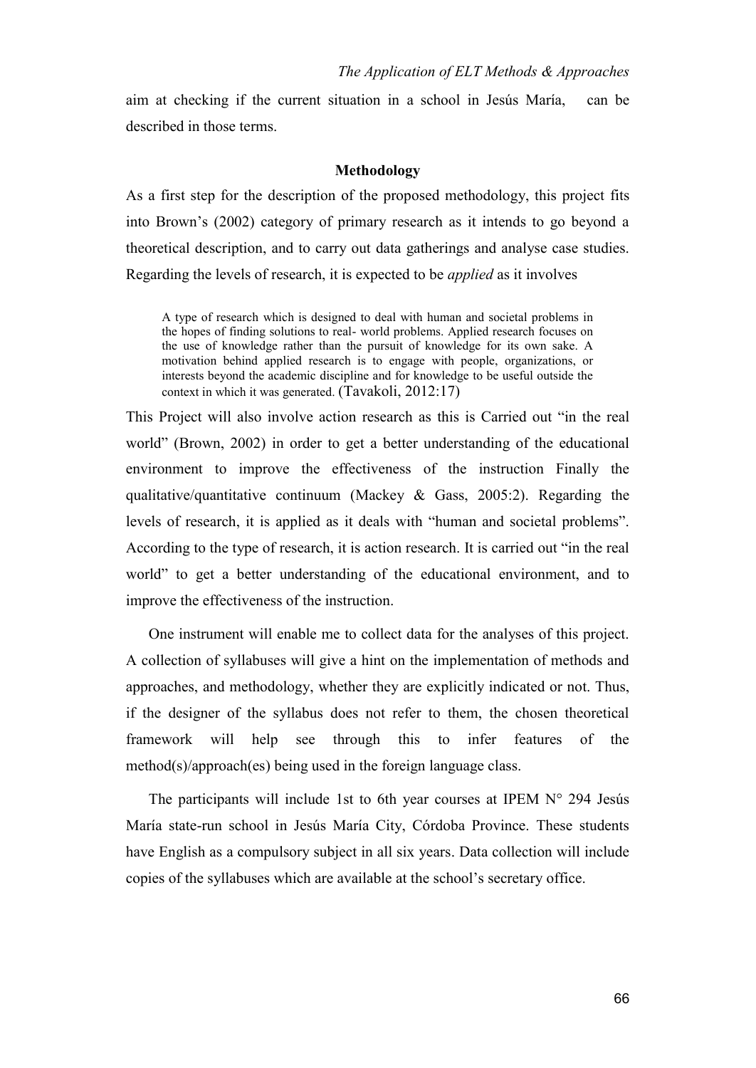aim at checking if the current situation in a school in Jesús María, can be described in those terms.

## Methodology

As a first step for the description of the proposed methodology, this project fits into Brown's (2002) category of primary research as it intends to go beyond a theoretical description, and to carry out data gatherings and analyse case studies. Regarding the levels of research, it is expected to be *applied* as it involves

> A type of research which is designed to deal with human and societal problems in the hopes of finding solutions to real- world problems. Applied research focuses on the use of knowledge rather than the pursuit of knowledge for its own sake. A motivation behind applied research is to engage with people, organizations, or interests beyond the academic discipline and for knowledge to be useful outside the context in which it was generated. (Tavakoli, 2012:17)

This Project will also involve action research as this is Carried out "in the real world" (Brown, 2002) in order to get a better understanding of the educational environment to improve the effectiveness of the instruction Finally the qualitative/quantitative continuum (Mackey & Gass, 2005:2). Regarding the levels of research, it is applied as it deals with "human and societal problems". According to the type of research, it is action research. It is carried out "in the real world" to get a better understanding of the educational environment, and to improve the effectiveness of the instruction.

One instrument will enable me to collect data for the analyses of this project. A collection of syllabuses will give a hint on the implementation of methods and approaches, and methodology, whether they are explicitly indicated or not. Thus, if the designer of the syllabus does not refer to them, the chosen theoretical framework will help see through this to infer features of the method(s)/approach(es) being used in the foreign language class.

The participants will include 1st to 6th year courses at IPEM N° 294 Jesús María state-run school in Jesús María City, Córdoba Province. These students have English as a compulsory subject in all six years. Data collection will include copies of the syllabuses which are available at the school's secretary office.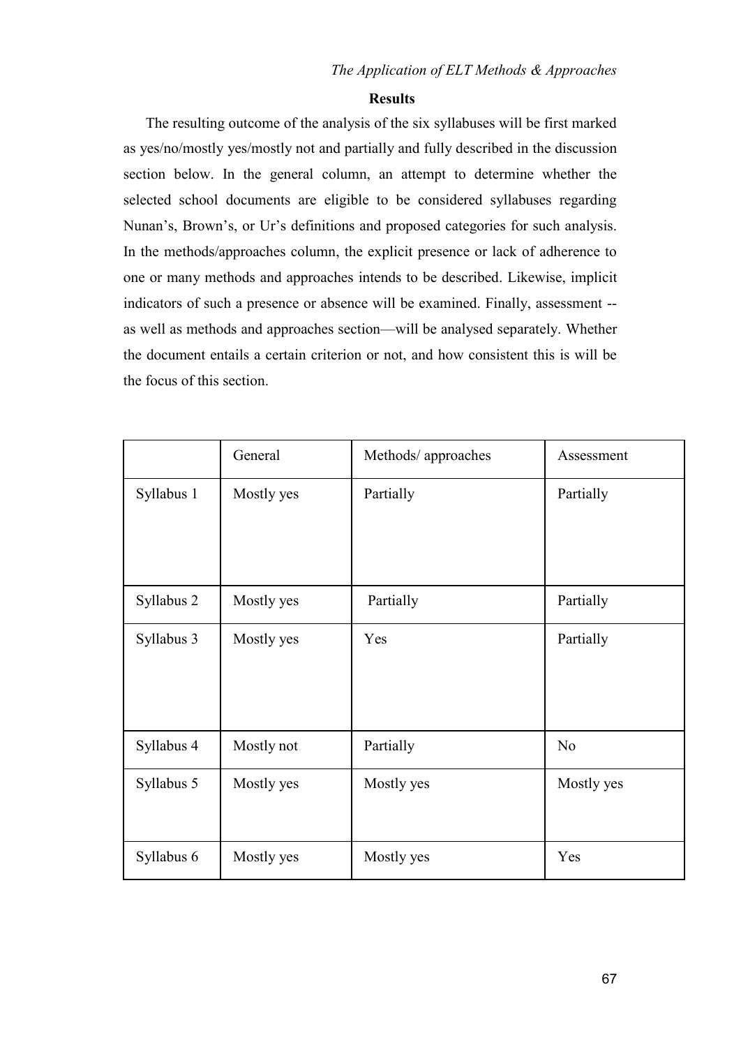## Results

The resulting outcome of the analysis of the six syllabuses will be first marked as yes/no/mostly yes/mostly not and partially and fully described in the discussion section below. In the general column, an attempt to determine whether the selected school documents are eligible to be considered syllabuses regarding Nunan's, Brown's, or Ur's definitions and proposed categories for such analysis. In the methods/approaches column, the explicit presence or lack of adherence to one or many methods and approaches intends to be described. Likewise, implicit indicators of such a presence or absence will be examined. Finally, assessment -- as well as methods and approaches section—will be analysed separately. Whether the document entails a certain criterion or not, and how consistent this is will be the focus of this section.

| | General | Methods/ approaches | Assessment |
|---|---|---|---|
| Syllabus 1 | Mostly yes | Partially | Partially |
| Syllabus 2 | Mostly yes | Partially | Partially |
| Syllabus 3 | Mostly yes | Yes | Partially |
| Syllabus 4 | Mostly not | Partially | No |
| Syllabus 5 | Mostly yes | Mostly yes | Mostly yes |
| Syllabus 6 | Mostly yes | Mostly yes | Yes |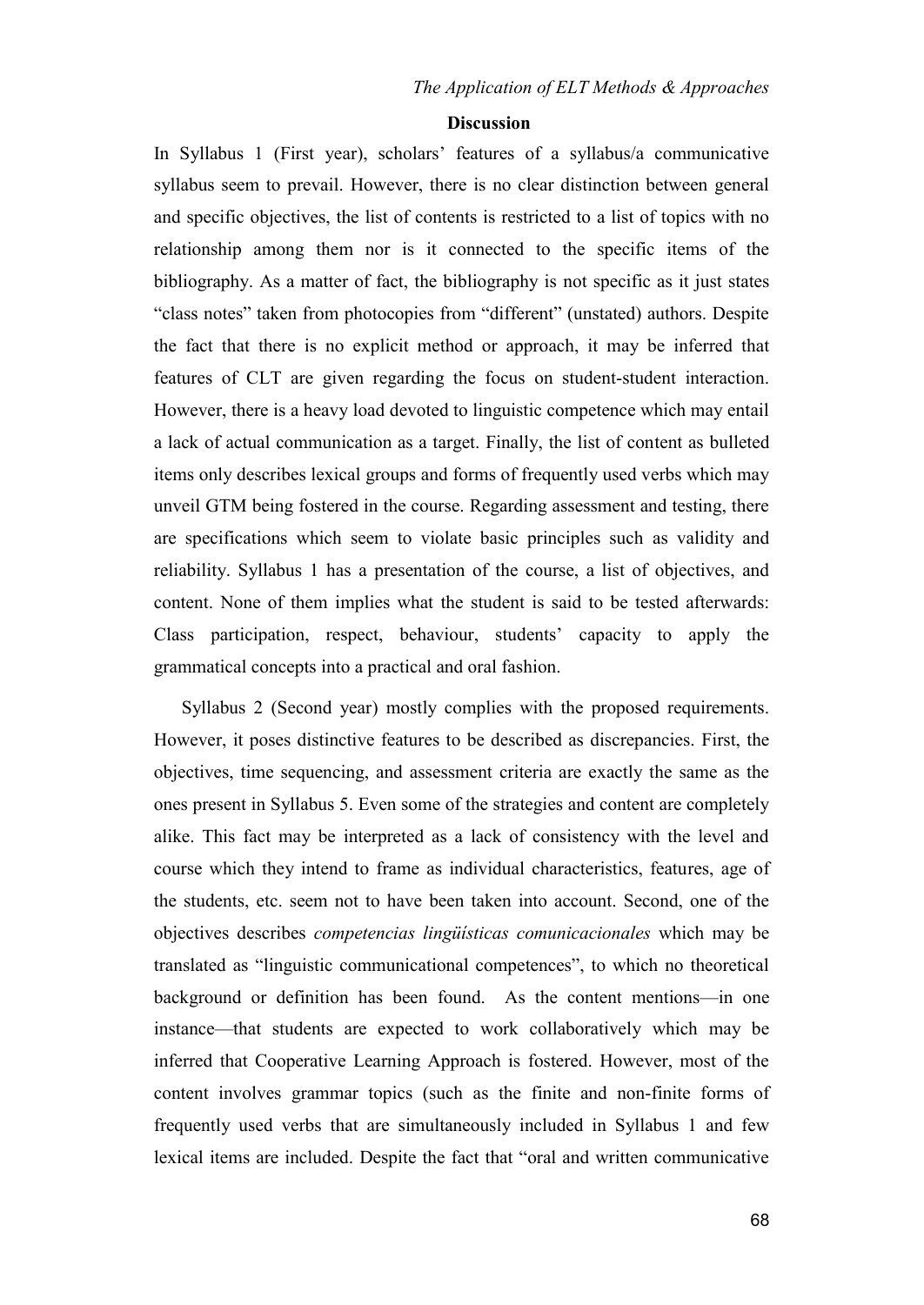## Discussion

In Syllabus 1 (First year), scholars' features of a syllabus/a communicative syllabus seem to prevail. However, there is no clear distinction between general and specific objectives, the list of contents is restricted to a list of topics with no relationship among them nor is it connected to the specific items of the bibliography. As a matter of fact, the bibliography is not specific as it just states "class notes" taken from photocopies from "different" (unstated) authors. Despite the fact that there is no explicit method or approach, it may be inferred that features of CLT are given regarding the focus on student-student interaction. However, there is a heavy load devoted to linguistic competence which may entail a lack of actual communication as a target. Finally, the list of content as bulleted items only describes lexical groups and forms of frequently used verbs which may unveil GTM being fostered in the course. Regarding assessment and testing, there are specifications which seem to violate basic principles such as validity and reliability. Syllabus 1 has a presentation of the course, a list of objectives, and content. None of them implies what the student is said to be tested afterwards: Class participation, respect, behaviour, students' capacity to apply the grammatical concepts into a practical and oral fashion.

Syllabus 2 (Second year) mostly complies with the proposed requirements. However, it poses distinctive features to be described as discrepancies. First, the objectives, time sequencing, and assessment criteria are exactly the same as the ones present in Syllabus 5. Even some of the strategies and content are completely alike. This fact may be interpreted as a lack of consistency with the level and course which they intend to frame as individual characteristics, features, age of the students, etc. seem not to have been taken into account. Second, one of the objectives describes *competencias lingüísticas comunicacionales* which may be translated as "linguistic communicational competences", to which no theoretical background or definition has been found. As the content mentions—in one instance—that students are expected to work collaboratively which may be inferred that Cooperative Learning Approach is fostered. However, most of the content involves grammar topics (such as the finite and non-finite forms of frequently used verbs that are simultaneously included in Syllabus 1 and few lexical items are included. Despite the fact that "oral and written communicative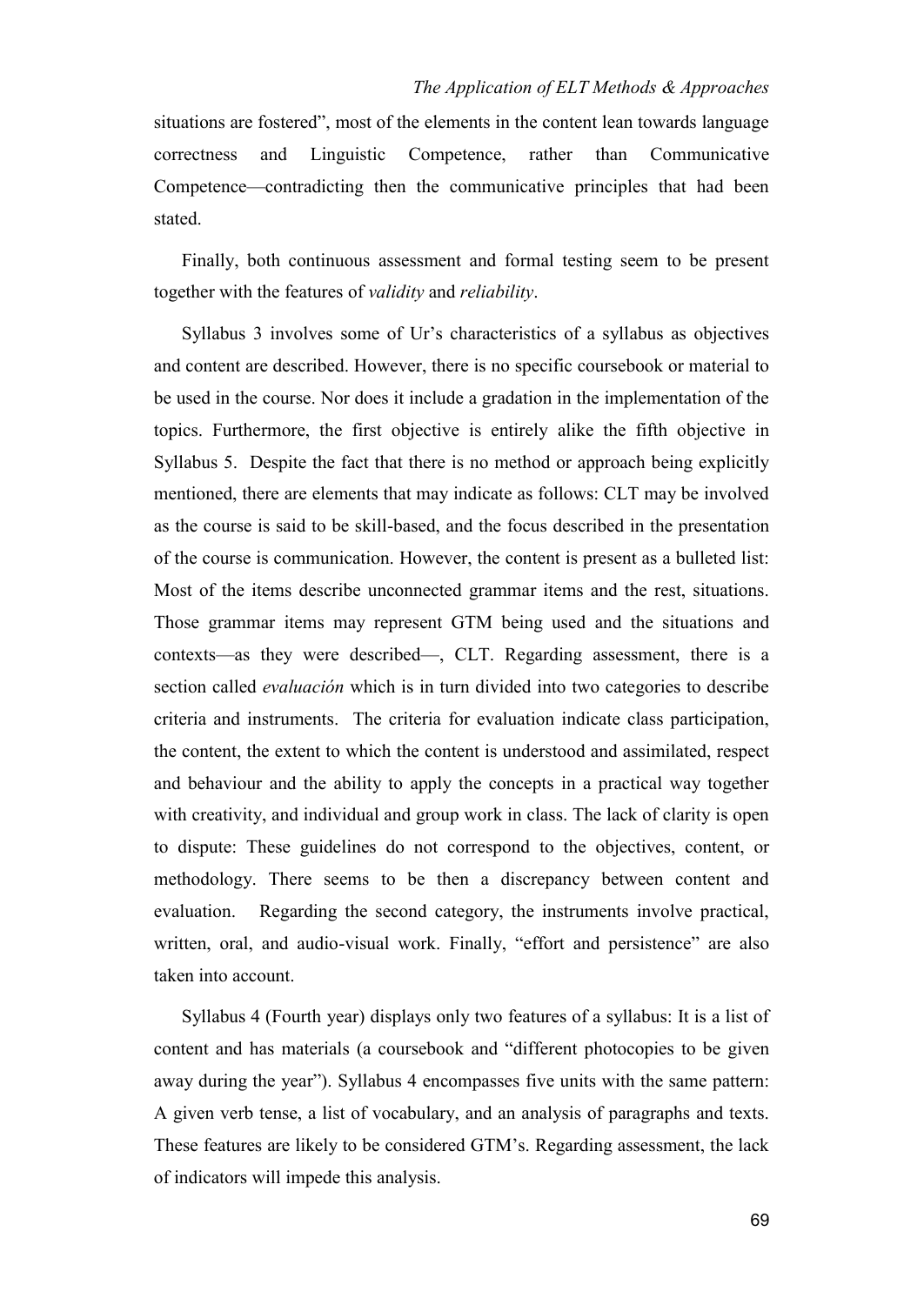situations are fostered", most of the elements in the content lean towards language correctness and Linguistic Competence, rather than Communicative Competence—contradicting then the communicative principles that had been stated.

Finally, both continuous assessment and formal testing seem to be present together with the features of *validity* and *reliability*.

Syllabus 3 involves some of Ur's characteristics of a syllabus as objectives and content are described. However, there is no specific coursebook or material to be used in the course. Nor does it include a gradation in the implementation of the topics. Furthermore, the first objective is entirely alike the fifth objective in Syllabus 5. Despite the fact that there is no method or approach being explicitly mentioned, there are elements that may indicate as follows: CLT may be involved as the course is said to be skill-based, and the focus described in the presentation of the course is communication. However, the content is present as a bulleted list: Most of the items describe unconnected grammar items and the rest, situations. Those grammar items may represent GTM being used and the situations and contexts—as they were described—, CLT. Regarding assessment, there is a section called *evaluación* which is in turn divided into two categories to describe criteria and instruments. The criteria for evaluation indicate class participation, the content, the extent to which the content is understood and assimilated, respect and behaviour and the ability to apply the concepts in a practical way together with creativity, and individual and group work in class. The lack of clarity is open to dispute: These guidelines do not correspond to the objectives, content, or methodology. There seems to be then a discrepancy between content and evaluation. Regarding the second category, the instruments involve practical, written, oral, and audio-visual work. Finally, "effort and persistence" are also taken into account.

Syllabus 4 (Fourth year) displays only two features of a syllabus: It is a list of content and has materials (a coursebook and "different photocopies to be given away during the year"). Syllabus 4 encompasses five units with the same pattern: A given verb tense, a list of vocabulary, and an analysis of paragraphs and texts. These features are likely to be considered GTM's. Regarding assessment, the lack of indicators will impede this analysis.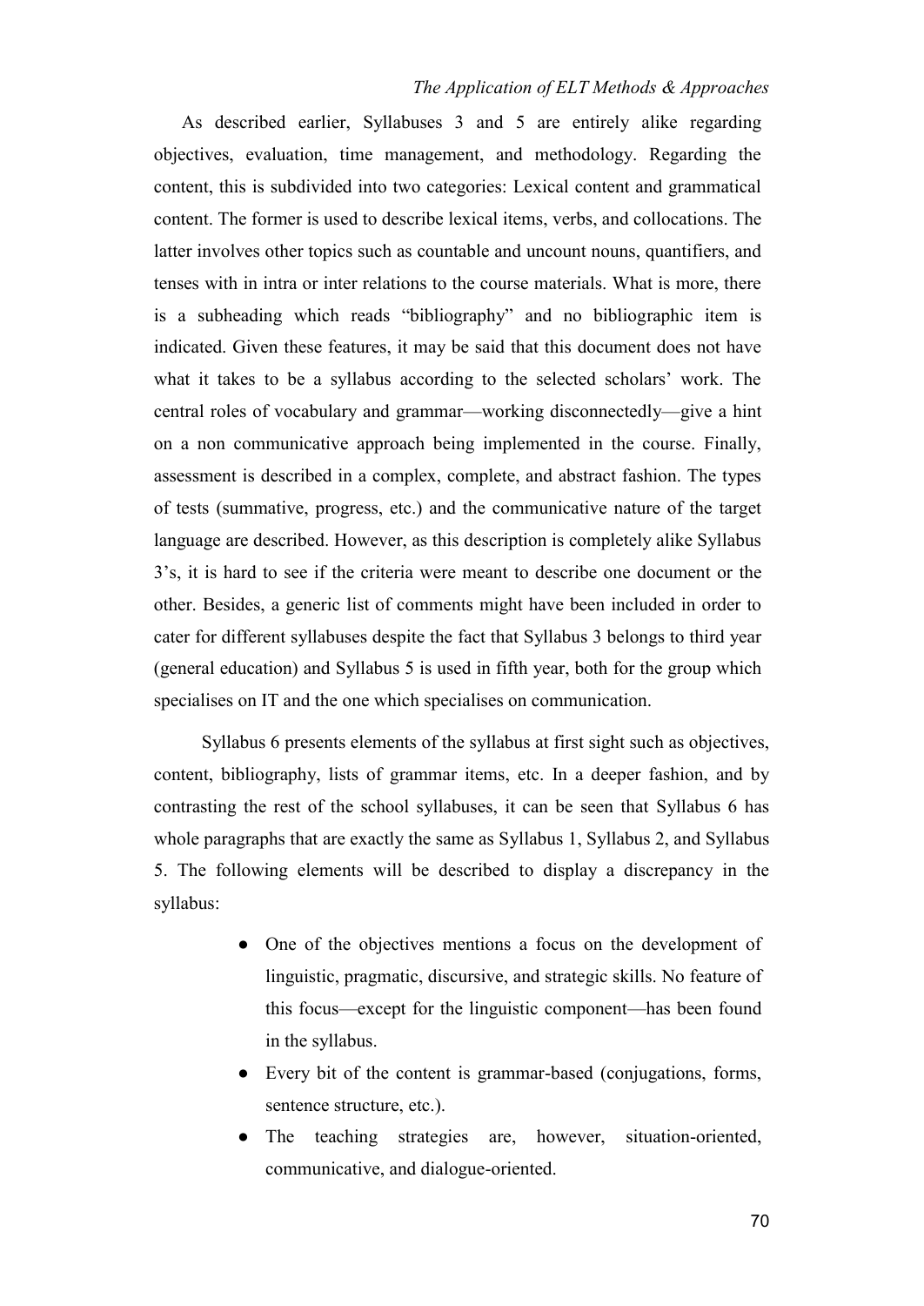As described earlier, Syllabuses 3 and 5 are entirely alike regarding objectives, evaluation, time management, and methodology. Regarding the content, this is subdivided into two categories: Lexical content and grammatical content. The former is used to describe lexical items, verbs, and collocations. The latter involves other topics such as countable and uncount nouns, quantifiers, and tenses with in intra or inter relations to the course materials. What is more, there is a subheading which reads "bibliography" and no bibliographic item is indicated. Given these features, it may be said that this document does not have what it takes to be a syllabus according to the selected scholars' work. The central roles of vocabulary and grammar—working disconnectedly—give a hint on a non communicative approach being implemented in the course. Finally, assessment is described in a complex, complete, and abstract fashion. The types of tests (summative, progress, etc.) and the communicative nature of the target language are described. However, as this description is completely alike Syllabus 3's, it is hard to see if the criteria were meant to describe one document or the other. Besides, a generic list of comments might have been included in order to cater for different syllabuses despite the fact that Syllabus 3 belongs to third year (general education) and Syllabus 5 is used in fifth year, both for the group which specialises on IT and the one which specialises on communication.

Syllabus 6 presents elements of the syllabus at first sight such as objectives, content, bibliography, lists of grammar items, etc. In a deeper fashion, and by contrasting the rest of the school syllabuses, it can be seen that Syllabus 6 has whole paragraphs that are exactly the same as Syllabus 1, Syllabus 2, and Syllabus 5. The following elements will be described to display a discrepancy in the syllabus:

- One of the objectives mentions a focus on the development of linguistic, pragmatic, discursive, and strategic skills. No feature of this focus—except for the linguistic component—has been found in the syllabus.
- Every bit of the content is grammar-based (conjugations, forms, sentence structure, etc.).
- The teaching strategies are, however, situation-oriented, communicative, and dialogue-oriented.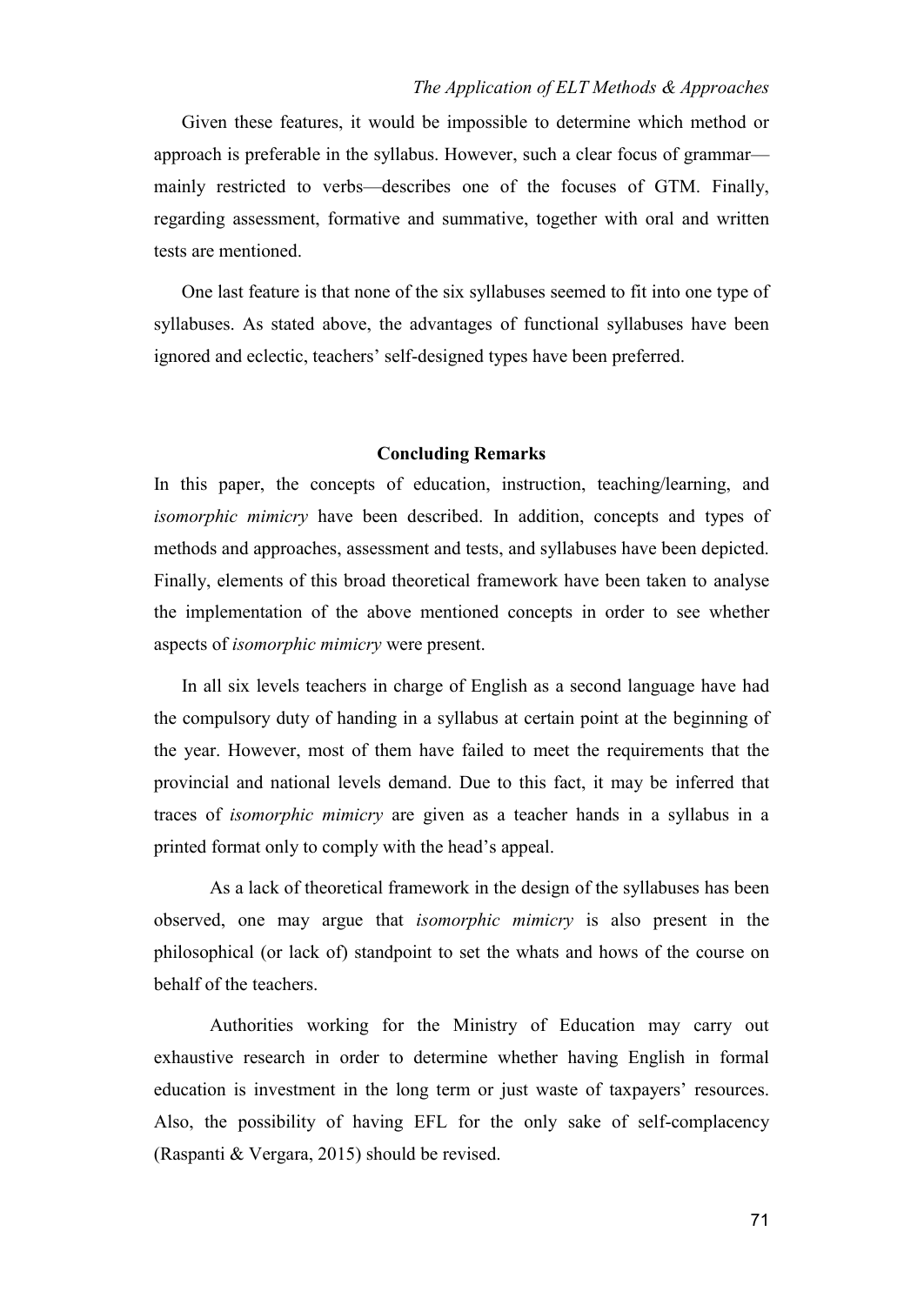Given these features, it would be impossible to determine which method or approach is preferable in the syllabus. However, such a clear focus of grammar—mainly restricted to verbs—describes one of the focuses of GTM. Finally, regarding assessment, formative and summative, together with oral and written tests are mentioned.

One last feature is that none of the six syllabuses seemed to fit into one type of syllabuses. As stated above, the advantages of functional syllabuses have been ignored and eclectic, teachers' self-designed types have been preferred.

## Concluding Remarks

In this paper, the concepts of education, instruction, teaching/learning, and *isomorphic mimicry* have been described. In addition, concepts and types of methods and approaches, assessment and tests, and syllabuses have been depicted. Finally, elements of this broad theoretical framework have been taken to analyse the implementation of the above mentioned concepts in order to see whether aspects of *isomorphic mimicry* were present.

In all six levels teachers in charge of English as a second language have had the compulsory duty of handing in a syllabus at certain point at the beginning of the year. However, most of them have failed to meet the requirements that the provincial and national levels demand. Due to this fact, it may be inferred that traces of *isomorphic mimicry* are given as a teacher hands in a syllabus in a printed format only to comply with the head's appeal.

As a lack of theoretical framework in the design of the syllabuses has been observed, one may argue that *isomorphic mimicry* is also present in the philosophical (or lack of) standpoint to set the whats and hows of the course on behalf of the teachers.

Authorities working for the Ministry of Education may carry out exhaustive research in order to determine whether having English in formal education is investment in the long term or just waste of taxpayers' resources. Also, the possibility of having EFL for the only sake of self-complacency (Raspanti & Vergara, 2015) should be revised.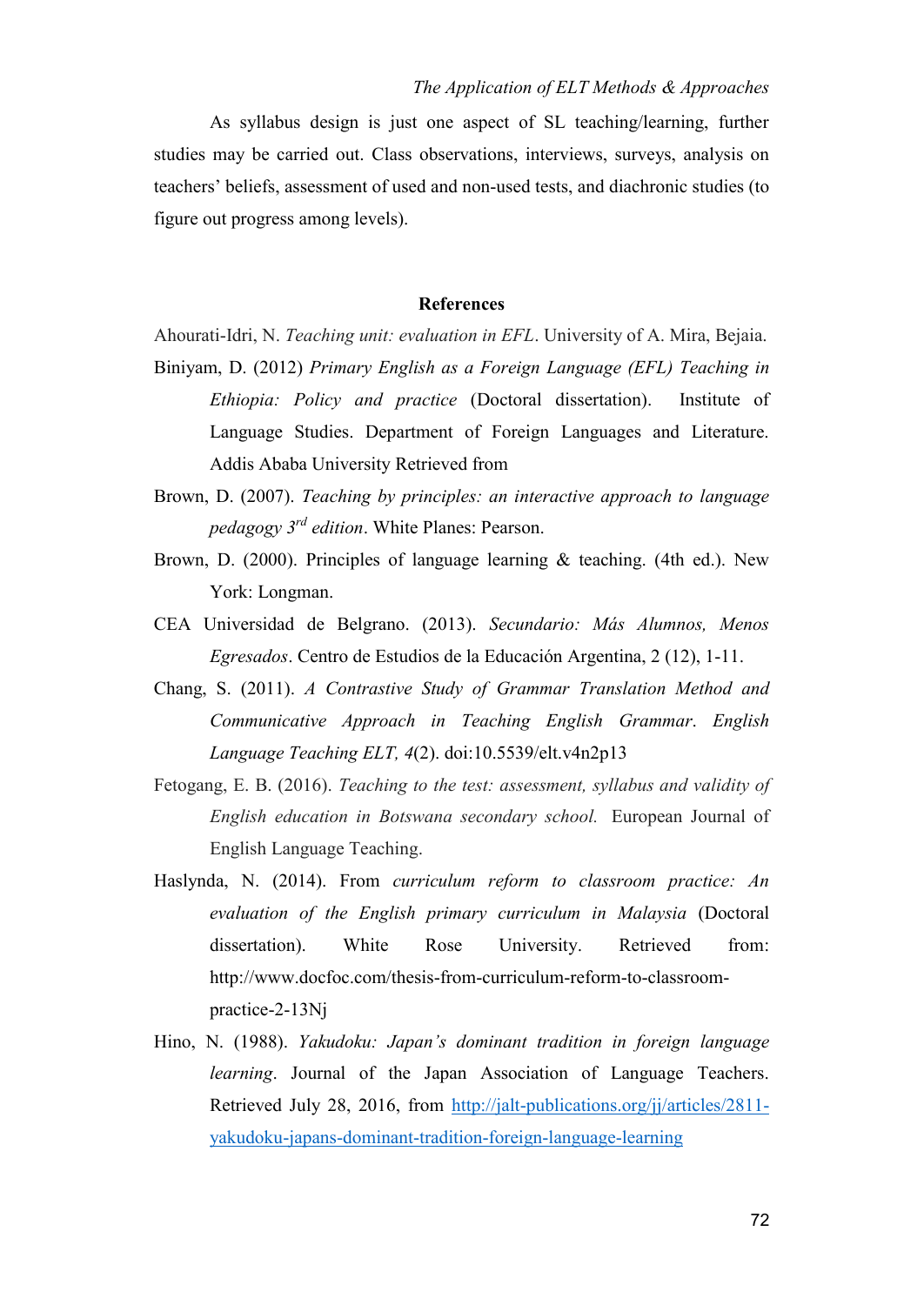As syllabus design is just one aspect of SL teaching/learning, further studies may be carried out. Class observations, interviews, surveys, analysis on teachers' beliefs, assessment of used and non-used tests, and diachronic studies (to figure out progress among levels).

## References

Ahourati-Idri, N. *Teaching unit: evaluation in EFL*. University of A. Mira, Bejaia.

Biniyam, D. (2012) *Primary English as a Foreign Language (EFL) Teaching in Ethiopia: Policy and practice* (Doctoral dissertation). Institute of Language Studies. Department of Foreign Languages and Literature. Addis Ababa University Retrieved from

Brown, D. (2007). *Teaching by principles: an interactive approach to language pedagogy 3rd edition*. White Planes: Pearson.

Brown, D. (2000). Principles of language learning & teaching. (4th ed.). New York: Longman.

CEA Universidad de Belgrano. (2013). *Secundario: Más Alumnos, Menos Egresados*. Centro de Estudios de la Educación Argentina, 2 (12), 1-11.

Chang, S. (2011). *A Contrastive Study of Grammar Translation Method and Communicative Approach in Teaching English Grammar*. *English Language Teaching ELT, 4*(2). doi:10.5539/elt.v4n2p13

Fetogang, E. B. (2016). *Teaching to the test: assessment, syllabus and validity of English education in Botswana secondary school.* European Journal of English Language Teaching.

Haslynda, N. (2014). From *curriculum reform to classroom practice: An evaluation of the English primary curriculum in Malaysia* (Doctoral dissertation). White Rose University. Retrieved from: http://www.docfoc.com/thesis-from-curriculum-reform-to-classroom-practice-2-13Nj

Hino, N. (1988). *Yakudoku: Japan's dominant tradition in foreign language learning*. Journal of the Japan Association of Language Teachers. Retrieved July 28, 2016, from http://jalt-publications.org/jj/articles/2811-yakudoku-japans-dominant-tradition-foreign-language-learning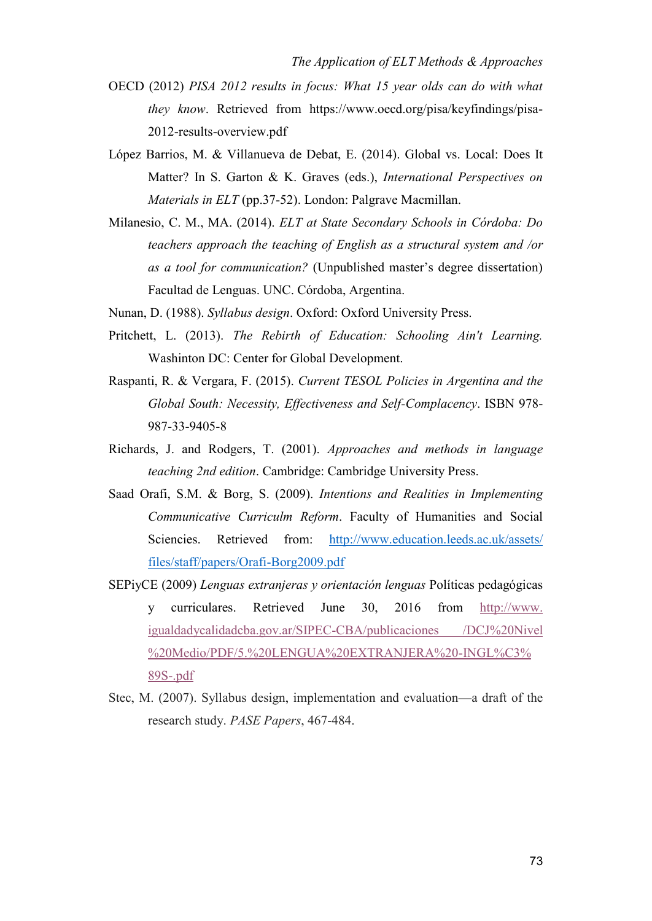OECD (2012) *PISA 2012 results in focus: What 15 year olds can do with what they know*. Retrieved from https://www.oecd.org/pisa/keyfindings/pisa-2012-results-overview.pdf

López Barrios, M. & Villanueva de Debat, E. (2014). Global vs. Local: Does It Matter? In S. Garton & K. Graves (eds.), *International Perspectives on Materials in ELT* (pp.37-52). London: Palgrave Macmillan.

Milanesio, C. M., MA. (2014). *ELT at State Secondary Schools in Córdoba: Do teachers approach the teaching of English as a structural system and /or as a tool for communication?* (Unpublished master's degree dissertation) Facultad de Lenguas. UNC. Córdoba, Argentina.

Nunan, D. (1988). *Syllabus design*. Oxford: Oxford University Press.

Pritchett, L. (2013). *The Rebirth of Education: Schooling Ain't Learning.* Washinton DC: Center for Global Development.

Raspanti, R. & Vergara, F. (2015). *Current TESOL Policies in Argentina and the Global South: Necessity, Effectiveness and Self-Complacency*. ISBN 978-987-33-9405-8

Richards, J. and Rodgers, T. (2001). *Approaches and methods in language teaching 2nd edition*. Cambridge: Cambridge University Press.

Saad Orafi, S.M. & Borg, S. (2009). *Intentions and Realities in Implementing Communicative Curriculm Reform*. Faculty of Humanities and Social Sciencies. Retrieved from: http://www.education.leeds.ac.uk/assets/files/staff/papers/Orafi-Borg2009.pdf

SEPiyCE (2009) *Lenguas extranjeras y orientación lenguas* Políticas pedagógicas y curriculares. Retrieved June 30, 2016 from http://www.igualdadycalidadcba.gov.ar/SIPEC-CBA/publicaciones /DCJ%20Nivel%20Medio/PDF/5.%20LENGUA%20EXTRANJERA%20-INGL%C3%89S-.pdf

Stec, M. (2007). Syllabus design, implementation and evaluation—a draft of the research study. *PASE Papers*, 467-484.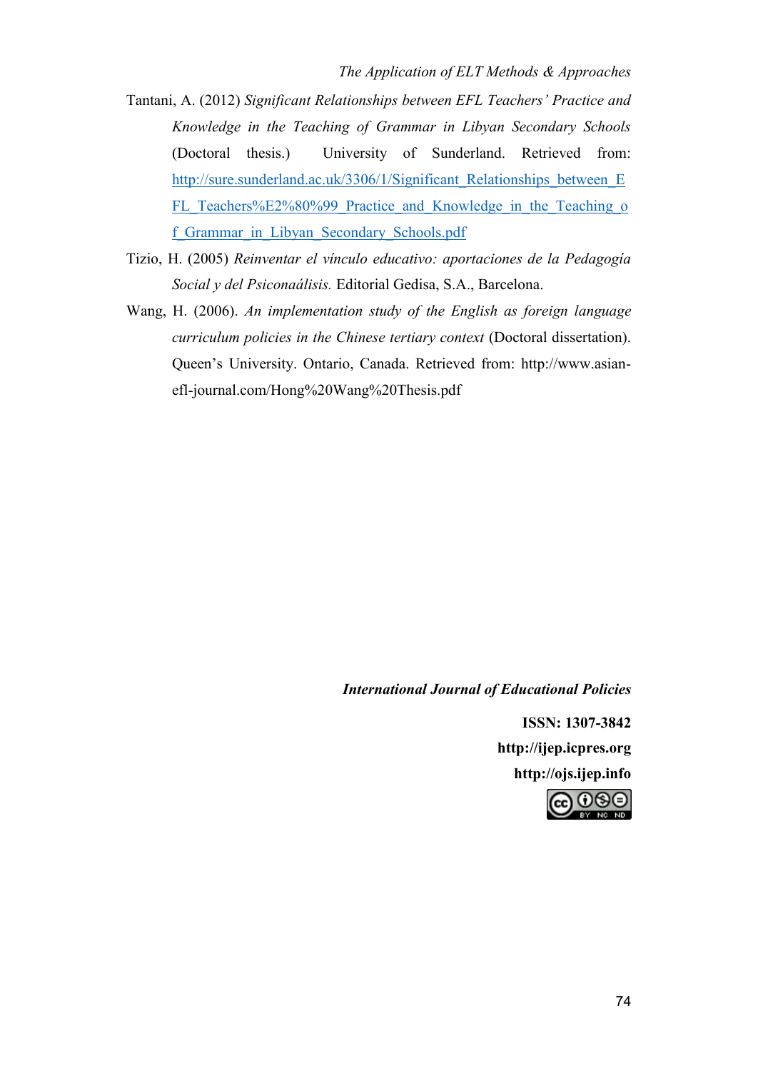Tantani, A. (2012) *Significant Relationships between EFL Teachers' Practice and Knowledge in the Teaching of Grammar in Libyan Secondary Schools* (Doctoral thesis.) University of Sunderland. Retrieved from: http://sure.sunderland.ac.uk/3306/1/Significant_Relationships_between_EFL_Teachers%E2%80%99_Practice_and_Knowledge_in_the_Teaching_of_Grammar_in_Libyan_Secondary_Schools.pdf

Tizio, H. (2005) *Reinventar el vínculo educativo: aportaciones de la Pedagogía Social y del Psiconaálisis.* Editorial Gedisa, S.A., Barcelona.

Wang, H. (2006). *An implementation study of the English as foreign language curriculum policies in the Chinese tertiary context* (Doctoral dissertation). Queen's University. Ontario, Canada. Retrieved from: http://www.asian-efl-journal.com/Hong%20Wang%20Thesis.pdf

***International Journal of Educational Policies***

**ISSN: 1307-3842**

**http://ijep.icpres.org**

**http://ojs.ijep.info**